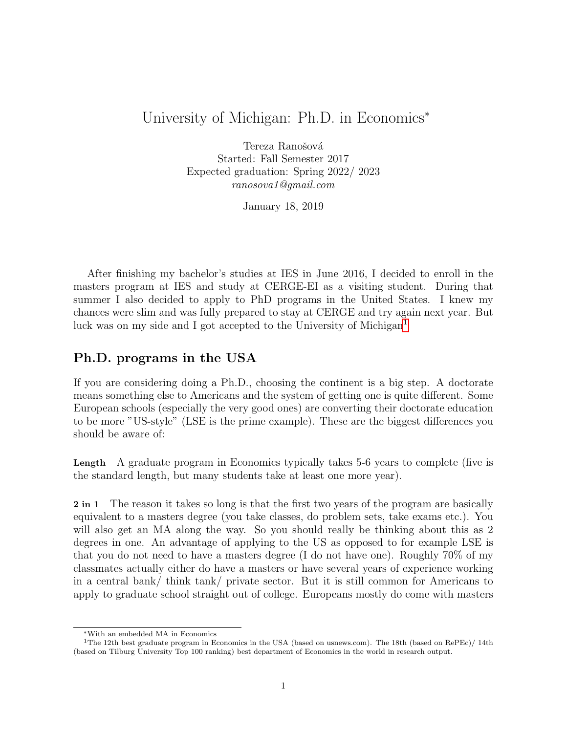# University of Michigan: Ph.D. in Economics*

Tereza Ranošová
Started: Fall Semester 2017
Expected graduation: Spring 2022/ 2023
*ranosova1@gmail.com*

January 18, 2019

After finishing my bachelor's studies at IES in June 2016, I decided to enroll in the masters program at IES and study at CERGE-EI as a visiting student. During that summer I also decided to apply to PhD programs in the United States. I knew my chances were slim and was fully prepared to stay at CERGE and try again next year. But luck was on my side and I got accepted to the University of Michigan[1]

## Ph.D. programs in the USA

If you are considering doing a Ph.D., choosing the continent is a big step. A doctorate means something else to Americans and the system of getting one is quite different. Some European schools (especially the very good ones) are converting their doctorate education to be more "US-style" (LSE is the prime example). These are the biggest differences you should be aware of:

**Length** A graduate program in Economics typically takes 5-6 years to complete (five is the standard length, but many students take at least one more year).

**2 in 1** The reason it takes so long is that the first two years of the program are basically equivalent to a masters degree (you take classes, do problem sets, take exams etc.). You will also get an MA along the way. So you should really be thinking about this as 2 degrees in one. An advantage of applying to the US as opposed to for example LSE is that you do not need to have a masters degree (I do not have one). Roughly 70% of my classmates actually either do have a masters or have several years of experience working in a central bank/ think tank/ private sector. But it is still common for Americans to apply to graduate school straight out of college. Europeans mostly do come with masters

---

* With an embedded MA in Economics

[1] The 12th best graduate program in Economics in the USA (based on usnews.com). The 18th (based on RePEc)/ 14th (based on Tilburg University Top 100 ranking) best department of Economics in the world in research output.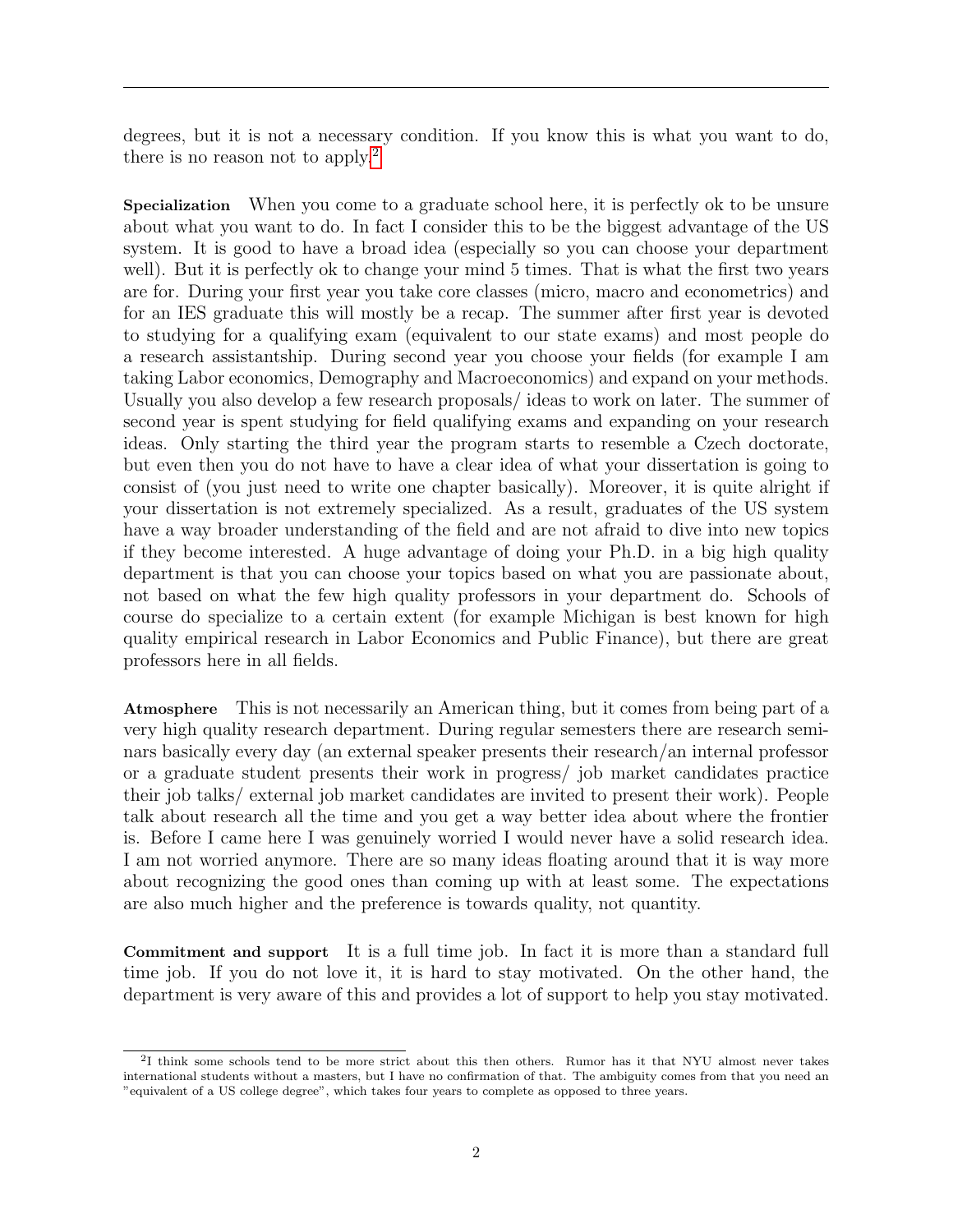degrees, but it is not a necessary condition. If you know this is what you want to do, there is no reason not to apply.[2]

**Specialization** When you come to a graduate school here, it is perfectly ok to be unsure about what you want to do. In fact I consider this to be the biggest advantage of the US system. It is good to have a broad idea (especially so you can choose your department well). But it is perfectly ok to change your mind 5 times. That is what the first two years are for. During your first year you take core classes (micro, macro and econometrics) and for an IES graduate this will mostly be a recap. The summer after first year is devoted to studying for a qualifying exam (equivalent to our state exams) and most people do a research assistantship. During second year you choose your fields (for example I am taking Labor economics, Demography and Macroeconomics) and expand on your methods. Usually you also develop a few research proposals/ ideas to work on later. The summer of second year is spent studying for field qualifying exams and expanding on your research ideas. Only starting the third year the program starts to resemble a Czech doctorate, but even then you do not have to have a clear idea of what your dissertation is going to consist of (you just need to write one chapter basically). Moreover, it is quite alright if your dissertation is not extremely specialized. As a result, graduates of the US system have a way broader understanding of the field and are not afraid to dive into new topics if they become interested. A huge advantage of doing your Ph.D. in a big high quality department is that you can choose your topics based on what you are passionate about, not based on what the few high quality professors in your department do. Schools of course do specialize to a certain extent (for example Michigan is best known for high quality empirical research in Labor Economics and Public Finance), but there are great professors here in all fields.

**Atmosphere** This is not necessarily an American thing, but it comes from being part of a very high quality research department. During regular semesters there are research seminars basically every day (an external speaker presents their research/an internal professor or a graduate student presents their work in progress/ job market candidates practice their job talks/ external job market candidates are invited to present their work). People talk about research all the time and you get a way better idea about where the frontier is. Before I came here I was genuinely worried I would never have a solid research idea. I am not worried anymore. There are so many ideas floating around that it is way more about recognizing the good ones than coming up with at least some. The expectations are also much higher and the preference is towards quality, not quantity.

**Commitment and support** It is a full time job. In fact it is more than a standard full time job. If you do not love it, it is hard to stay motivated. On the other hand, the department is very aware of this and provides a lot of support to help you stay motivated.

[2] I think some schools tend to be more strict about this then others. Rumor has it that NYU almost never takes international students without a masters, but I have no confirmation of that. The ambiguity comes from that you need an "equivalent of a US college degree", which takes four years to complete as opposed to three years.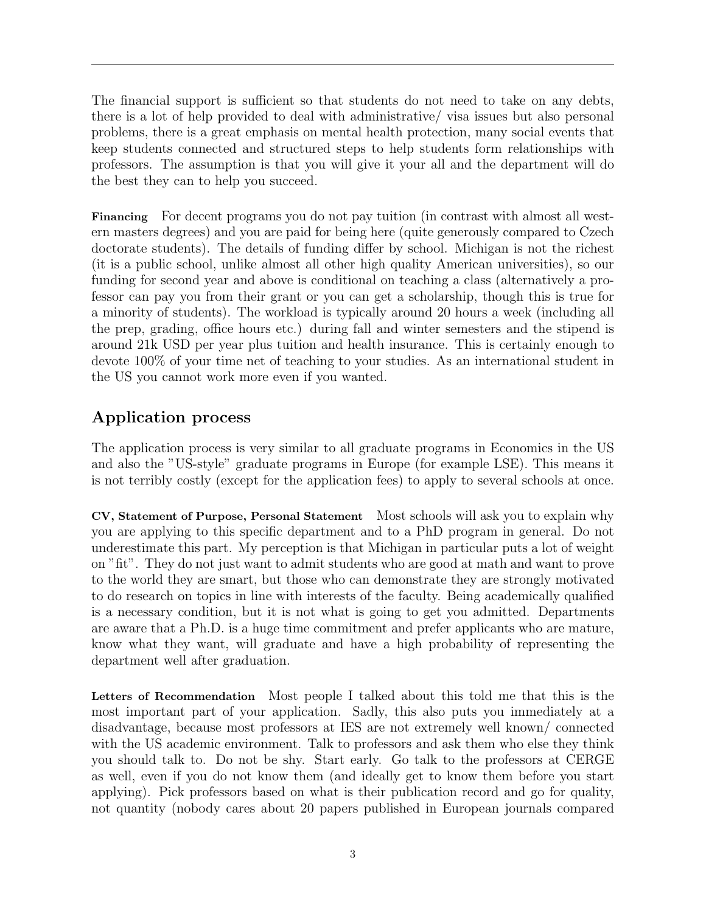The financial support is sufficient so that students do not need to take on any debts, there is a lot of help provided to deal with administrative/ visa issues but also personal problems, there is a great emphasis on mental health protection, many social events that keep students connected and structured steps to help students form relationships with professors. The assumption is that you will give it your all and the department will do the best they can to help you succeed.

**Financing** For decent programs you do not pay tuition (in contrast with almost all western masters degrees) and you are paid for being here (quite generously compared to Czech doctorate students). The details of funding differ by school. Michigan is not the richest (it is a public school, unlike almost all other high quality American universities), so our funding for second year and above is conditional on teaching a class (alternatively a professor can pay you from their grant or you can get a scholarship, though this is true for a minority of students). The workload is typically around 20 hours a week (including all the prep, grading, office hours etc.) during fall and winter semesters and the stipend is around 21k USD per year plus tuition and health insurance. This is certainly enough to devote 100% of your time net of teaching to your studies. As an international student in the US you cannot work more even if you wanted.

## Application process

The application process is very similar to all graduate programs in Economics in the US and also the "US-style" graduate programs in Europe (for example LSE). This means it is not terribly costly (except for the application fees) to apply to several schools at once.

**CV, Statement of Purpose, Personal Statement** Most schools will ask you to explain why you are applying to this specific department and to a PhD program in general. Do not underestimate this part. My perception is that Michigan in particular puts a lot of weight on "fit". They do not just want to admit students who are good at math and want to prove to the world they are smart, but those who can demonstrate they are strongly motivated to do research on topics in line with interests of the faculty. Being academically qualified is a necessary condition, but it is not what is going to get you admitted. Departments are aware that a Ph.D. is a huge time commitment and prefer applicants who are mature, know what they want, will graduate and have a high probability of representing the department well after graduation.

**Letters of Recommendation** Most people I talked about this told me that this is the most important part of your application. Sadly, this also puts you immediately at a disadvantage, because most professors at IES are not extremely well known/ connected with the US academic environment. Talk to professors and ask them who else they think you should talk to. Do not be shy. Start early. Go talk to the professors at CERGE as well, even if you do not know them (and ideally get to know them before you start applying). Pick professors based on what is their publication record and go for quality, not quantity (nobody cares about 20 papers published in European journals compared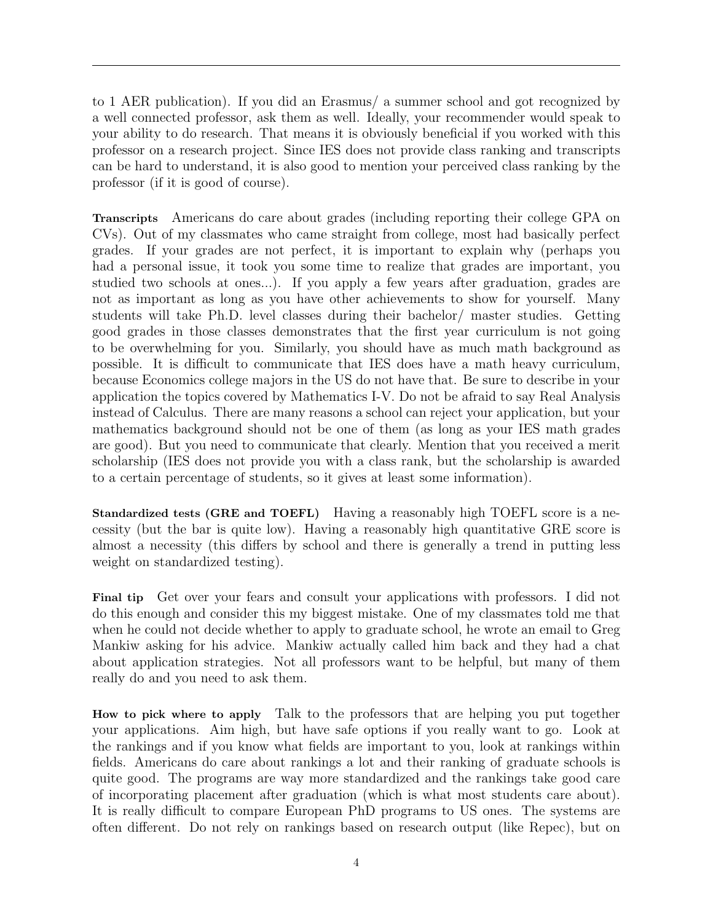to 1 AER publication). If you did an Erasmus/ a summer school and got recognized by a well connected professor, ask them as well. Ideally, your recommender would speak to your ability to do research. That means it is obviously beneficial if you worked with this professor on a research project. Since IES does not provide class ranking and transcripts can be hard to understand, it is also good to mention your perceived class ranking by the professor (if it is good of course).

**Transcripts** Americans do care about grades (including reporting their college GPA on CVs). Out of my classmates who came straight from college, most had basically perfect grades. If your grades are not perfect, it is important to explain why (perhaps you had a personal issue, it took you some time to realize that grades are important, you studied two schools at ones...). If you apply a few years after graduation, grades are not as important as long as you have other achievements to show for yourself. Many students will take Ph.D. level classes during their bachelor/ master studies. Getting good grades in those classes demonstrates that the first year curriculum is not going to be overwhelming for you. Similarly, you should have as much math background as possible. It is difficult to communicate that IES does have a math heavy curriculum, because Economics college majors in the US do not have that. Be sure to describe in your application the topics covered by Mathematics I-V. Do not be afraid to say Real Analysis instead of Calculus. There are many reasons a school can reject your application, but your mathematics background should not be one of them (as long as your IES math grades are good). But you need to communicate that clearly. Mention that you received a merit scholarship (IES does not provide you with a class rank, but the scholarship is awarded to a certain percentage of students, so it gives at least some information).

**Standardized tests (GRE and TOEFL)** Having a reasonably high TOEFL score is a necessity (but the bar is quite low). Having a reasonably high quantitative GRE score is almost a necessity (this differs by school and there is generally a trend in putting less weight on standardized testing).

**Final tip** Get over your fears and consult your applications with professors. I did not do this enough and consider this my biggest mistake. One of my classmates told me that when he could not decide whether to apply to graduate school, he wrote an email to Greg Mankiw asking for his advice. Mankiw actually called him back and they had a chat about application strategies. Not all professors want to be helpful, but many of them really do and you need to ask them.

**How to pick where to apply** Talk to the professors that are helping you put together your applications. Aim high, but have safe options if you really want to go. Look at the rankings and if you know what fields are important to you, look at rankings within fields. Americans do care about rankings a lot and their ranking of graduate schools is quite good. The programs are way more standardized and the rankings take good care of incorporating placement after graduation (which is what most students care about). It is really difficult to compare European PhD programs to US ones. The systems are often different. Do not rely on rankings based on research output (like Repec), but on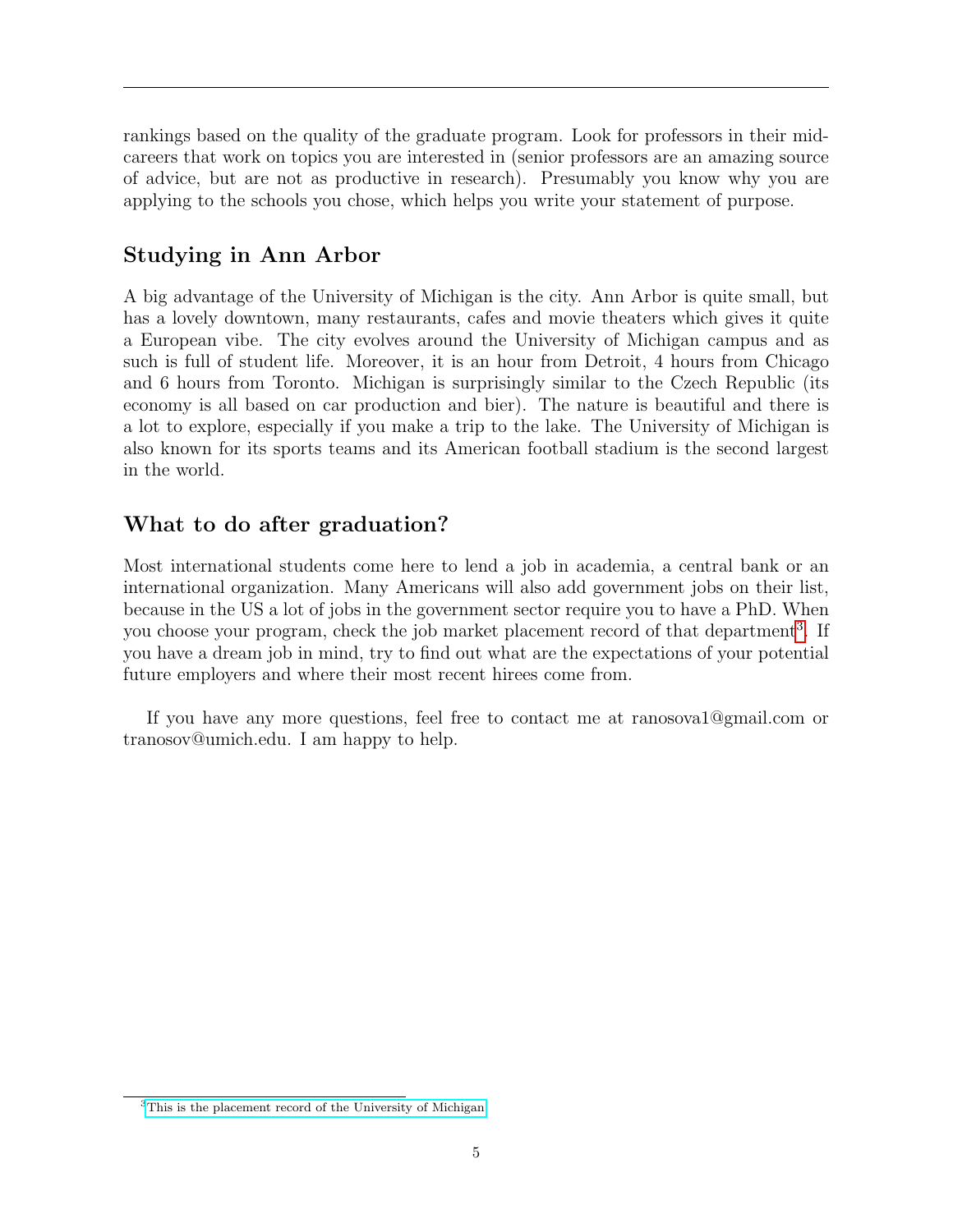rankings based on the quality of the graduate program. Look for professors in their mid-careers that work on topics you are interested in (senior professors are an amazing source of advice, but are not as productive in research). Presumably you know why you are applying to the schools you chose, which helps you write your statement of purpose.

## Studying in Ann Arbor

A big advantage of the University of Michigan is the city. Ann Arbor is quite small, but has a lovely downtown, many restaurants, cafes and movie theaters which gives it quite a European vibe. The city evolves around the University of Michigan campus and as such is full of student life. Moreover, it is an hour from Detroit, 4 hours from Chicago and 6 hours from Toronto. Michigan is surprisingly similar to the Czech Republic (its economy is all based on car production and bier). The nature is beautiful and there is a lot to explore, especially if you make a trip to the lake. The University of Michigan is also known for its sports teams and its American football stadium is the second largest in the world.

## What to do after graduation?

Most international students come here to lend a job in academia, a central bank or an international organization. Many Americans will also add government jobs on their list, because in the US a lot of jobs in the government sector require you to have a PhD. When you choose your program, check the job market placement record of that department[3]. If you have a dream job in mind, try to find out what are the expectations of your potential future employers and where their most recent hirees come from.

If you have any more questions, feel free to contact me at ranosova1@gmail.com or tranosov@umich.edu. I am happy to help.

[3] This is the placement record of the University of Michigan